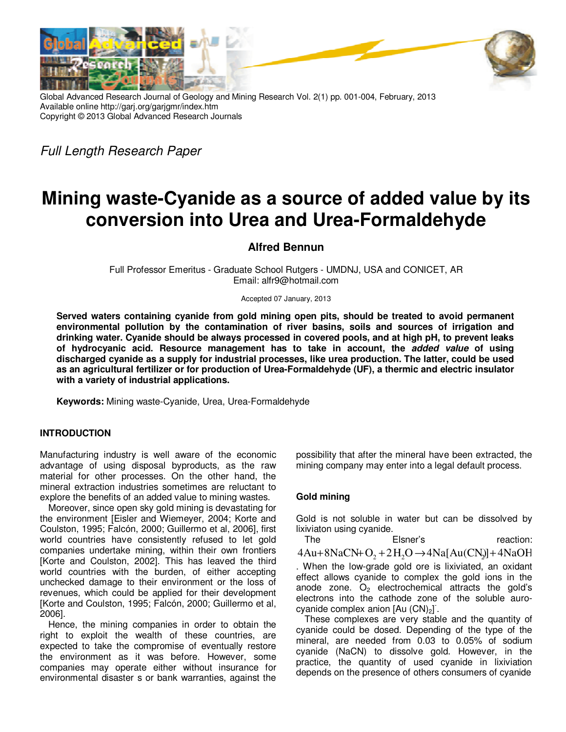Full Length Research Paper

# Mining waste-Cyanide as a source of added value by its conversion into Urea and Urea-Formaldehyde

**Alfred Bennun**

Full Professor Emeritus - Graduate School Rutgers - UMDNJ, USA and CONICET, AR
Email: alfr9@hotmail.com

Accepted 07 January, 2013

**Served waters containing cyanide from gold mining open pits, should be treated to avoid permanent environmental pollution by the contamination of river basins, soils and sources of irrigation and drinking water. Cyanide should be always processed in covered pools, and at high pH, to prevent leaks of hydrocyanic acid. Resource management has to take in account, the *added value* of using discharged cyanide as a supply for industrial processes, like urea production. The latter, could be used as an agricultural fertilizer or for production of Urea-Formaldehyde (UF), a thermic and electric insulator with a variety of industrial applications.**

**Keywords:** Mining waste-Cyanide, Urea, Urea-Formaldehyde

## INTRODUCTION

Manufacturing industry is well aware of the economic advantage of using disposal byproducts, as the raw material for other processes. On the other hand, the mineral extraction industries sometimes are reluctant to explore the benefits of an added value to mining wastes.

Moreover, since open sky gold mining is devastating for the environment [Eisler and Wiemeyer, 2004; Korte and Coulston, 1995; Falcón, 2000; Guillermo et al, 2006], first world countries have consistently refused to let gold companies undertake mining, within their own frontiers [Korte and Coulston, 2002]. This has leaved the third world countries with the burden, of either accepting unchecked damage to their environment or the loss of revenues, which could be applied for their development [Korte and Coulston, 1995; Falcón, 2000; Guillermo et al, 2006].

Hence, the mining companies in order to obtain the right to exploit the wealth of these countries, are expected to take the compromise of eventually restore the environment as it was before. However, some companies may operate either without insurance for environmental disaster s or bank warranties, against the possibility that after the mineral have been extracted, the mining company may enter into a legal default process.

### Gold mining

Gold is not soluble in water but can be dissolved by lixiviaton using cyanide.

The Elsner's reaction: $4Au + 8NaCN + O_2 + 2H_2O \rightarrow 4Na[Au(CN)_2] + 4NaOH$. When the low-grade gold ore is lixiviated, an oxidant effect allows cyanide to complex the gold ions in the anode zone. $O_2$ electrochemical attracts the gold's electrons into the cathode zone of the soluble auro-cyanide complex anion $[Au(CN)_2]^-$.

These complexes are very stable and the quantity of cyanide could be dosed. Depending of the type of the mineral, are needed from 0.03 to 0.05% of sodium cyanide (NaCN) to dissolve gold. However, in the practice, the quantity of used cyanide in lixiviation depends on the presence of others consumers of cyanide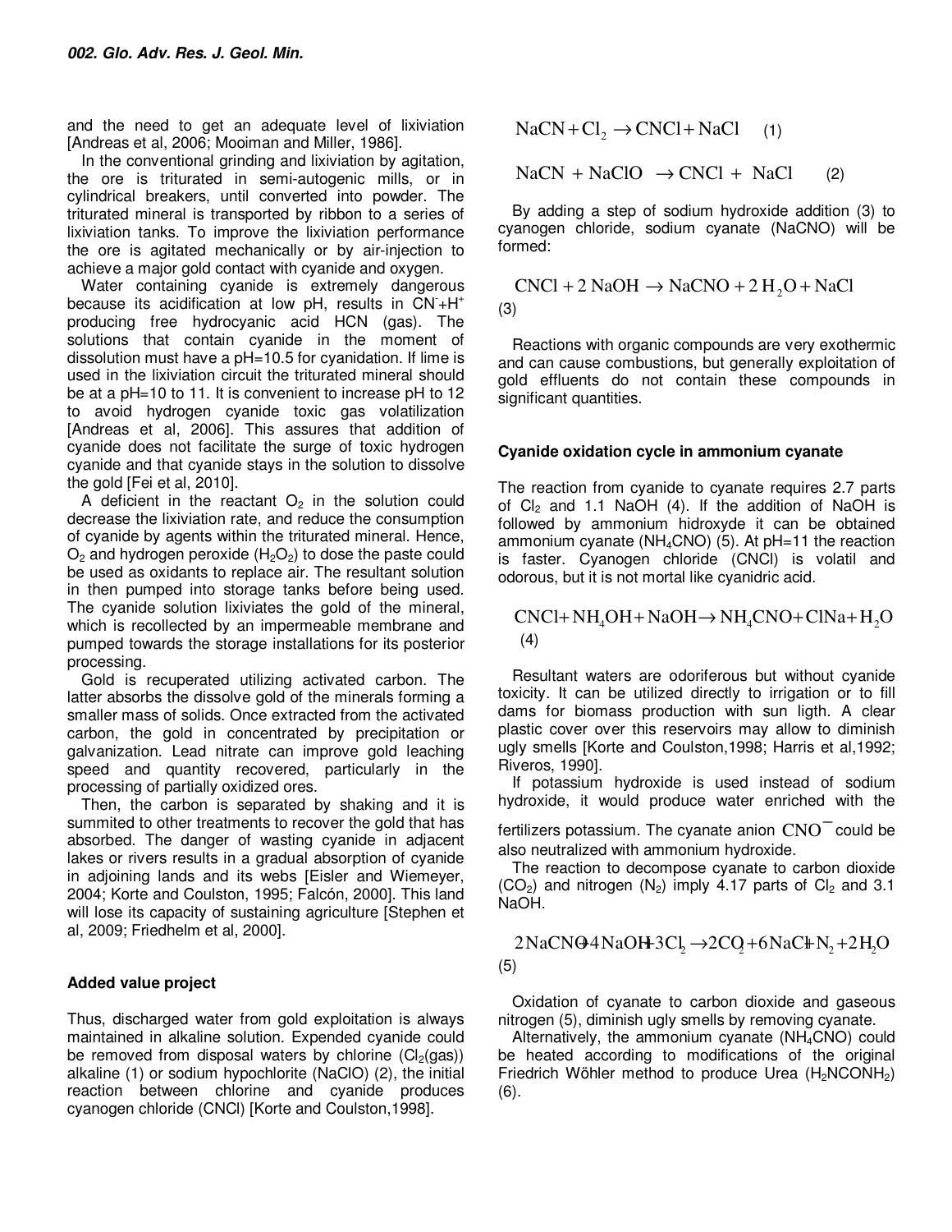and the need to get an adequate level of lixiviation [Andreas et al, 2006; Mooiman and Miller, 1986].

In the conventional grinding and lixiviation by agitation, the ore is triturated in semi-autogenic mills, or in cylindrical breakers, until converted into powder. The triturated mineral is transported by ribbon to a series of lixiviation tanks. To improve the lixiviation performance the ore is agitated mechanically or by air-injection to achieve a major gold contact with cyanide and oxygen.

Water containing cyanide is extremely dangerous because its acidification at low pH, results in $CN^{-}+H^{+}$ producing free hydrocyanic acid HCN (gas). The solutions that contain cyanide in the moment of dissolution must have a pH=10.5 for cyanidation. If lime is used in the lixiviation circuit the triturated mineral should be at a pH=10 to 11. It is convenient to increase pH to 12 to avoid hydrogen cyanide toxic gas volatilization [Andreas et al, 2006]. This assures that addition of cyanide does not facilitate the surge of toxic hydrogen cyanide and that cyanide stays in the solution to dissolve the gold [Fei et al, 2010].

A deficient in the reactant $O_2$ in the solution could decrease the lixiviation rate, and reduce the consumption of cyanide by agents within the triturated mineral. Hence, $O_2$ and hydrogen peroxide ($H_2O_2$) to dose the paste could be used as oxidants to replace air. The resultant solution in then pumped into storage tanks before being used. The cyanide solution lixiviates the gold of the mineral, which is recollected by an impermeable membrane and pumped towards the storage installations for its posterior processing.

Gold is recuperated utilizing activated carbon. The latter absorbs the dissolve gold of the minerals forming a smaller mass of solids. Once extracted from the activated carbon, the gold in concentrated by precipitation or galvanization. Lead nitrate can improve gold leaching speed and quantity recovered, particularly in the processing of partially oxidized ores.

Then, the carbon is separated by shaking and it is summited to other treatments to recover the gold that has absorbed. The danger of wasting cyanide in adjacent lakes or rivers results in a gradual absorption of cyanide in adjoining lands and its webs [Eisler and Wiemeyer, 2004; Korte and Coulston, 1995; Falcón, 2000]. This land will lose its capacity of sustaining agriculture [Stephen et al, 2009; Friedhelm et al, 2000].

### Added value project

Thus, discharged water from gold exploitation is always maintained in alkaline solution. Expended cyanide could be removed from disposal waters by chlorine ($Cl_2$(gas)) alkaline (1) or sodium hypochlorite (NaClO) (2), the initial reaction between chlorine and cyanide produces cyanogen chloride (CNCl) [Korte and Coulston,1998].

$$NaCN + Cl_2 \rightarrow CNCl + NaCl \quad (1)$$

$$NaCN + NaClO \rightarrow CNCl + NaCl \quad (2)$$

By adding a step of sodium hydroxide addition (3) to cyanogen chloride, sodium cyanate (NaCNO) will be formed:

$$CNCl + 2\,NaOH \rightarrow NaCNO + 2\,H_2O + NaCl$$
(3)

Reactions with organic compounds are very exothermic and can cause combustions, but generally exploitation of gold effluents do not contain these compounds in significant quantities.

### Cyanide oxidation cycle in ammonium cyanate

The reaction from cyanide to cyanate requires 2.7 parts of $Cl_2$ and 1.1 NaOH (4). If the addition of NaOH is followed by ammonium hidroxyde it can be obtained ammonium cyanate ($NH_4CNO$) (5). At pH=11 the reaction is faster. Cyanogen chloride (CNCl) is volatil and odorous, but it is not mortal like cyanidric acid.

$$CNCl + NH_4OH + NaOH \rightarrow NH_4CNO + ClNa + H_2O$$
(4)

Resultant waters are odoriferous but without cyanide toxicity. It can be utilized directly to irrigation or to fill dams for biomass production with sun ligth. A clear plastic cover over this reservoirs may allow to diminish ugly smells [Korte and Coulston,1998; Harris et al,1992; Riveros, 1990].

If potassium hydroxide is used instead of sodium hydroxide, it would produce water enriched with the fertilizers potassium. The cyanate anion $CNO^{-}$ could be also neutralized with ammonium hydroxide.

The reaction to decompose cyanate to carbon dioxide ($CO_2$) and nitrogen ($N_2$) imply 4.17 parts of $Cl_2$ and 3.1 NaOH.

$$2\,NaCNO + 4\,NaOH + 3\,Cl_2 \rightarrow 2\,CO_2 + 6\,NaCl + N_2 + 2\,H_2O$$
(5)

Oxidation of cyanate to carbon dioxide and gaseous nitrogen (5), diminish ugly smells by removing cyanate.

Alternatively, the ammonium cyanate ($NH_4CNO$) could be heated according to modifications of the original Friedrich Wöhler method to produce Urea ($H_2NCONH_2$) (6).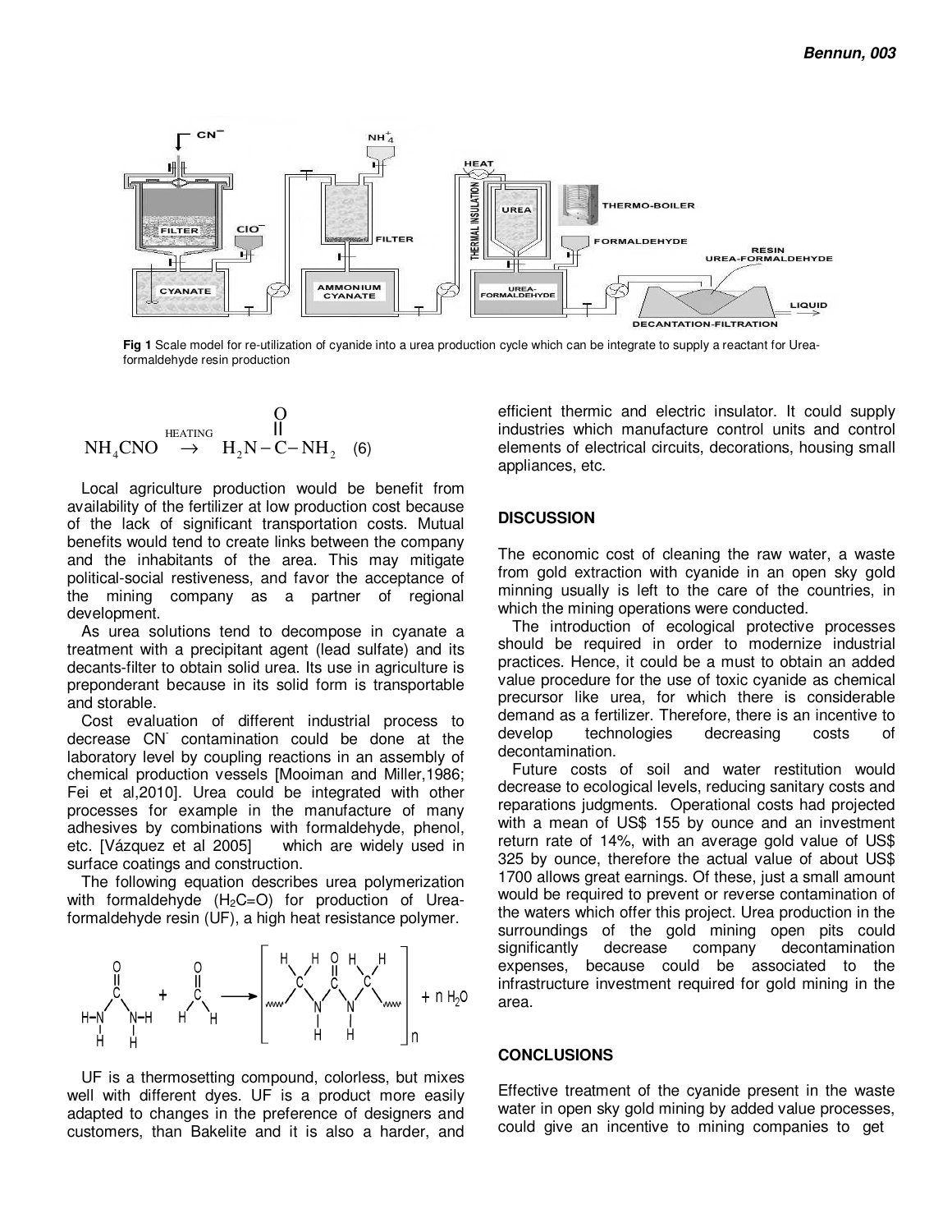**Fig 1** Scale model for re-utilization of cyanide into a urea production cycle which can be integrate to supply a reactant for Urea-formaldehyde resin production

$$NH_4CNO \xrightarrow{\text{HEATING}} H_2N-\overset{\overset{\displaystyle O}{||}}{C}-NH_2 \quad (6)$$

Local agriculture production would be benefit from availability of the fertilizer at low production cost because of the lack of significant transportation costs. Mutual benefits would tend to create links between the company and the inhabitants of the area. This may mitigate political-social restiveness, and favor the acceptance of the mining company as a partner of regional development.

As urea solutions tend to decompose in cyanate a treatment with a precipitant agent (lead sulfate) and its decants-filter to obtain solid urea. Its use in agriculture is preponderant because in its solid form is transportable and storable.

Cost evaluation of different industrial process to decrease $CN^-$ contamination could be done at the laboratory level by coupling reactions in an assembly of chemical production vessels [Mooiman and Miller,1986; Fei et al,2010]. Urea could be integrated with other processes for example in the manufacture of many adhesives by combinations with formaldehyde, phenol, etc. [Vázquez et al 2005] which are widely used in surface coatings and construction.

The following equation describes urea polymerization with formaldehyde ($H_2C{=}O$) for production of Urea-formaldehyde resin (UF), a high heat resistance polymer.

$$H_2N-\overset{\overset{\displaystyle O}{||}}{C}-NH_2 + H-\overset{\overset{\displaystyle O}{||}}{C}-H \longrightarrow \left[ -CH_2-NH-\overset{\overset{\displaystyle O}{||}}{C}-NH-CH_2- \right]_n + n\,H_2O$$

UF is a thermosetting compound, colorless, but mixes well with different dyes. UF is a product more easily adapted to changes in the preference of designers and customers, than Bakelite and it is also a harder, and efficient thermic and electric insulator. It could supply industries which manufacture control units and control elements of electrical circuits, decorations, housing small appliances, etc.

## DISCUSSION

The economic cost of cleaning the raw water, a waste from gold extraction with cyanide in an open sky gold minning usually is left to the care of the countries, in which the mining operations were conducted.

The introduction of ecological protective processes should be required in order to modernize industrial practices. Hence, it could be a must to obtain an added value procedure for the use of toxic cyanide as chemical precursor like urea, for which there is considerable demand as a fertilizer. Therefore, there is an incentive to develop technologies decreasing costs of decontamination.

Future costs of soil and water restitution would decrease to ecological levels, reducing sanitary costs and reparations judgments. Operational costs had projected with a mean of US$ 155 by ounce and an investment return rate of 14%, with an average gold value of US$ 325 by ounce, therefore the actual value of about US$ 1700 allows great earnings. Of these, just a small amount would be required to prevent or reverse contamination of the waters which offer this project. Urea production in the surroundings of the gold mining open pits could significantly decrease company decontamination expenses, because could be associated to the infrastructure investment required for gold mining in the area.

## CONCLUSIONS

Effective treatment of the cyanide present in the waste water in open sky gold mining by added value processes, could give an incentive to mining companies to get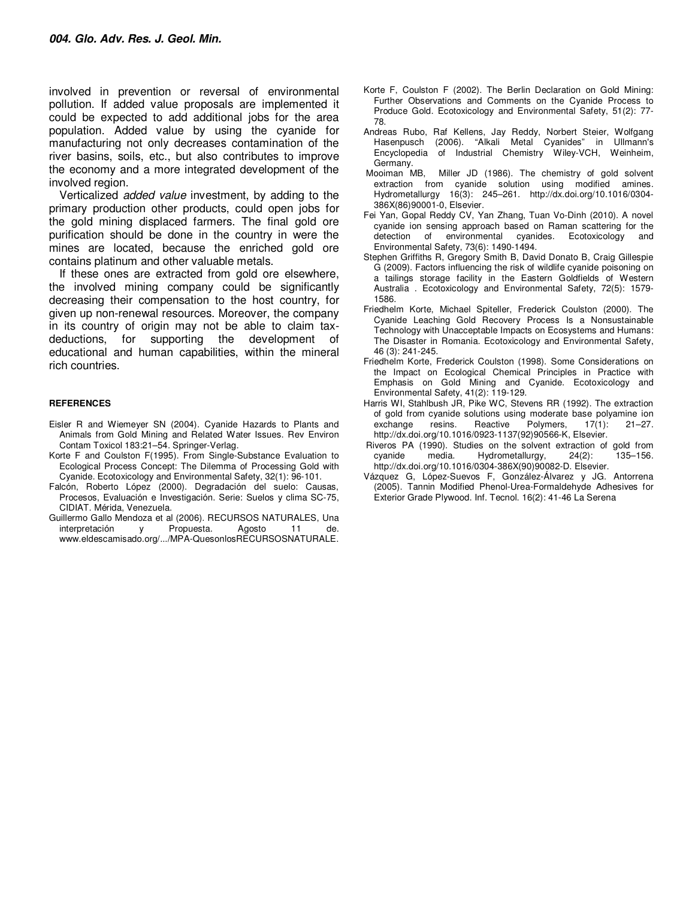involved in prevention or reversal of environmental pollution. If added value proposals are implemented it could be expected to add additional jobs for the area population. Added value by using the cyanide for manufacturing not only decreases contamination of the river basins, soils, etc., but also contributes to improve the economy and a more integrated development of the involved region.

Verticalized *added value* investment, by adding to the primary production other products, could open jobs for the gold mining displaced farmers. The final gold ore purification should be done in the country in were the mines are located, because the enriched gold ore contains platinum and other valuable metals.

If these ones are extracted from gold ore elsewhere, the involved mining company could be significantly decreasing their compensation to the host country, for given up non-renewal resources. Moreover, the company in its country of origin may not be able to claim tax-deductions, for supporting the development of educational and human capabilities, within the mineral rich countries.

## REFERENCES

Eisler R and Wiemeyer SN (2004). Cyanide Hazards to Plants and Animals from Gold Mining and Related Water Issues. Rev Environ Contam Toxicol 183:21–54. Springer-Verlag.

Korte F and Coulston F(1995). From Single-Substance Evaluation to Ecological Process Concept: The Dilemma of Processing Gold with Cyanide. Ecotoxicology and Environmental Safety, 32(1): 96-101.

Falcón, Roberto López (2000). Degradación del suelo: Causas, Procesos, Evaluación e Investigación. Serie: Suelos y clima SC-75, CIDIAT. Mérida, Venezuela.

Guillermo Gallo Mendoza et al (2006). RECURSOS NATURALES, Una interpretación y Propuesta. Agosto 11 de. www.eldescamisado.org/.../MPA-QuesonlosRECURSOSNATURALE.

Korte F, Coulston F (2002). The Berlin Declaration on Gold Mining: Further Observations and Comments on the Cyanide Process to Produce Gold. Ecotoxicology and Environmental Safety, 51(2): 77-78.

Andreas Rubo, Raf Kellens, Jay Reddy, Norbert Steier, Wolfgang Hasenpusch (2006). "Alkali Metal Cyanides" in Ullmann's Encyclopedia of Industrial Chemistry Wiley-VCH, Weinheim, Germany.

Mooiman MB, Miller JD (1986). The chemistry of gold solvent extraction from cyanide solution using modified amines. Hydrometallurgy 16(3): 245–261. http://dx.doi.org/10.1016/0304-386X(86)90001-0, Elsevier.

Fei Yan, Gopal Reddy CV, Yan Zhang, Tuan Vo-Dinh (2010). A novel cyanide ion sensing approach based on Raman scattering for the detection of environmental cyanides. Ecotoxicology and Environmental Safety, 73(6): 1490-1494.

Stephen Griffiths R, Gregory Smith B, David Donato B, Craig Gillespie G (2009). Factors influencing the risk of wildlife cyanide poisoning on a tailings storage facility in the Eastern Goldfields of Western Australia . Ecotoxicology and Environmental Safety, 72(5): 1579-1586.

Friedhelm Korte, Michael Spiteller, Frederick Coulston (2000). The Cyanide Leaching Gold Recovery Process Is a Nonsustainable Technology with Unacceptable Impacts on Ecosystems and Humans: The Disaster in Romania. Ecotoxicology and Environmental Safety, 46 (3): 241-245.

Friedhelm Korte, Frederick Coulston (1998). Some Considerations on the Impact on Ecological Chemical Principles in Practice with Emphasis on Gold Mining and Cyanide. Ecotoxicology and Environmental Safety, 41(2): 119-129.

Harris WI, Stahlbush JR, Pike WC, Stevens RR (1992). The extraction of gold from cyanide solutions using moderate base polyamine ion exchange resins. Reactive Polymers, 17(1): 21–27. http://dx.doi.org/10.1016/0923-1137(92)90566-K, Elsevier.

Riveros PA (1990). Studies on the solvent extraction of gold from cyanide media. Hydrometallurgy, 24(2): 135–156. http://dx.doi.org/10.1016/0304-386X(90)90082-D. Elsevier.

Vázquez G, López-Suevos F, González-Álvarez y JG. Antorrena (2005). Tannin Modified Phenol-Urea-Formaldehyde Adhesives for Exterior Grade Plywood. Inf. Tecnol. 16(2): 41-46 La Serena